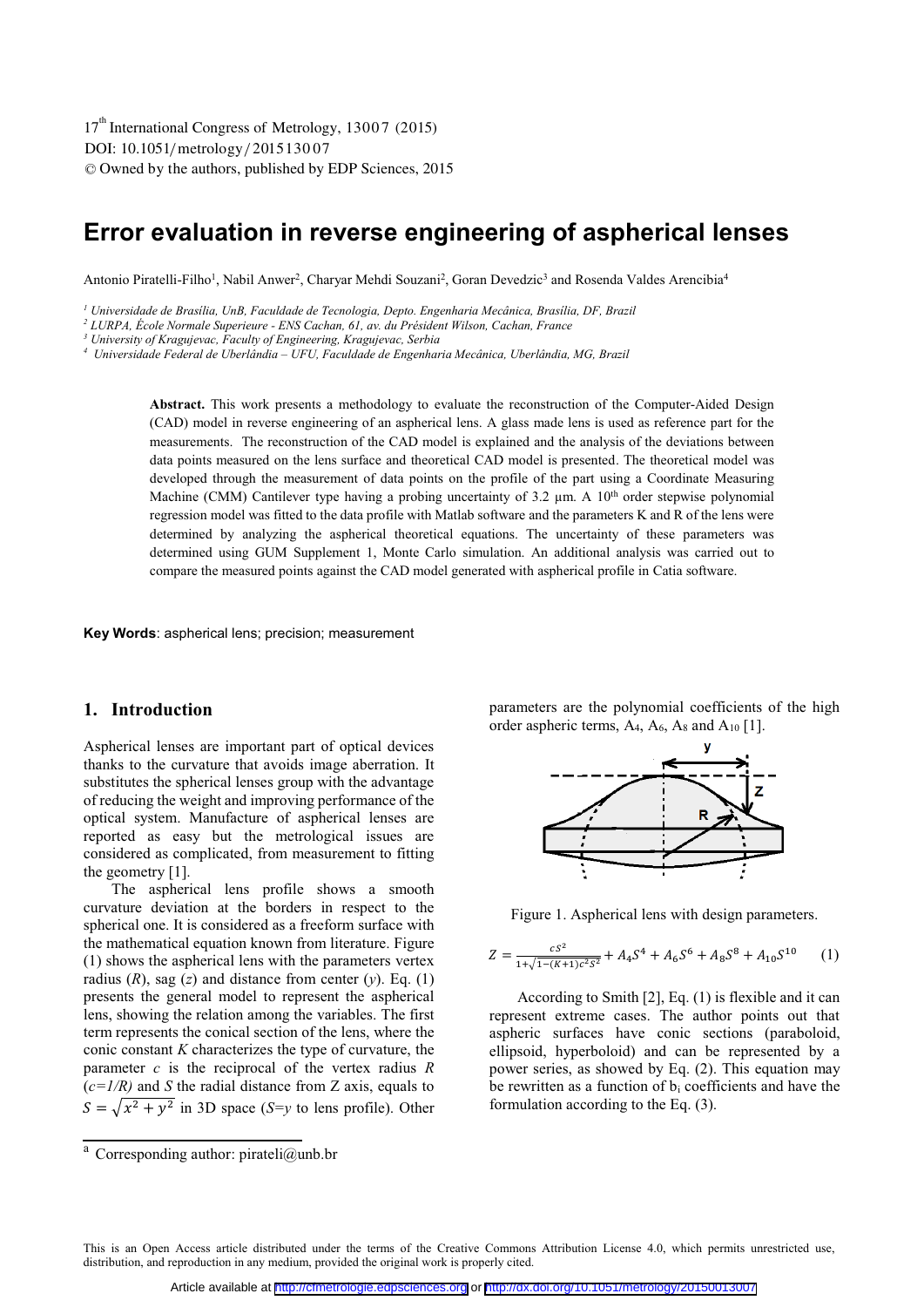# Error evaluation in reverse engineering of aspherical lenses

Antonio Piratelli-Filho[1], Nabil Anwer[2], Charyar Mehdi Souzani[2], Goran Devedzic[3] and Rosenda Valdes Arencibia[4]

[1] *Universidade de Brasília, UnB, Faculdade de Tecnologia, Depto. Engenharia Mecânica, Brasília, DF, Brazil*
[2] *LURPA, École Normale Superieure - ENS Cachan, 61, av. du Président Wilson, Cachan, France*
[3] *University of Kragujevac, Faculty of Engineering, Kragujevac, Serbia*
[4] *Universidade Federal de Uberlândia – UFU, Faculdade de Engenharia Mecânica, Uberlândia, MG, Brazil*

**Abstract.** This work presents a methodology to evaluate the reconstruction of the Computer-Aided Design (CAD) model in reverse engineering of an aspherical lens. A glass made lens is used as reference part for the measurements. The reconstruction of the CAD model is explained and the analysis of the deviations between data points measured on the lens surface and theoretical CAD model is presented. The theoretical model was developed through the measurement of data points on the profile of the part using a Coordinate Measuring Machine (CMM) Cantilever type having a probing uncertainty of 3.2 µm. A 10th order stepwise polynomial regression model was fitted to the data profile with Matlab software and the parameters K and R of the lens were determined by analyzing the aspherical theoretical equations. The uncertainty of these parameters was determined using GUM Supplement 1, Monte Carlo simulation. An additional analysis was carried out to compare the measured points against the CAD model generated with aspherical profile in Catia software.

**Key Words**: aspherical lens; precision; measurement

## 1. Introduction

Aspherical lenses are important part of optical devices thanks to the curvature that avoids image aberration. It substitutes the spherical lenses group with the advantage of reducing the weight and improving performance of the optical system. Manufacture of aspherical lenses are reported as easy but the metrological issues are considered as complicated, from measurement to fitting the geometry [1].

The aspherical lens profile shows a smooth curvature deviation at the borders in respect to the spherical one. It is considered as a freeform surface with the mathematical equation known from literature. Figure (1) shows the aspherical lens with the parameters vertex radius (*R*), sag (*z*) and distance from center (*y*). Eq. (1) presents the general model to represent the aspherical lens, showing the relation among the variables. The first term represents the conical section of the lens, where the conic constant *K* characterizes the type of curvature, the parameter *c* is the reciprocal of the vertex radius *R* (*c=1/R)* and *S* the radial distance from Z axis, equals to $S = \sqrt{x^2 + y^2}$ in 3D space (*S*=*y* to lens profile). Other parameters are the polynomial coefficients of the high order aspheric terms, $A_4$, $A_6$, $A_8$ and $A_{10}$ [1].

Figure 1. Aspherical lens with design parameters.

$$Z = \frac{cS^2}{1+\sqrt{1-(K+1)c^2S^2}} + A_4S^4 + A_6S^6 + A_8S^8 + A_{10}S^{10} \qquad (1)$$

According to Smith [2], Eq. (1) is flexible and it can represent extreme cases. The author points out that aspheric surfaces have conic sections (paraboloid, ellipsoid, hyperboloid) and can be represented by a power series, as showed by Eq. (2). This equation may be rewritten as a function of $b_i$ coefficients and have the formulation according to the Eq. (3).

[a] Corresponding author: pirateli@unb.br

This is an Open Access article distributed under the terms of the Creative Commons Attribution License 4.0, which permits unrestricted use, distribution, and reproduction in any medium, provided the original work is properly cited.

Article available at http://cfmetrologie.edpsciences.org or http://dx.doi.org/10.1051/metrology/20150013007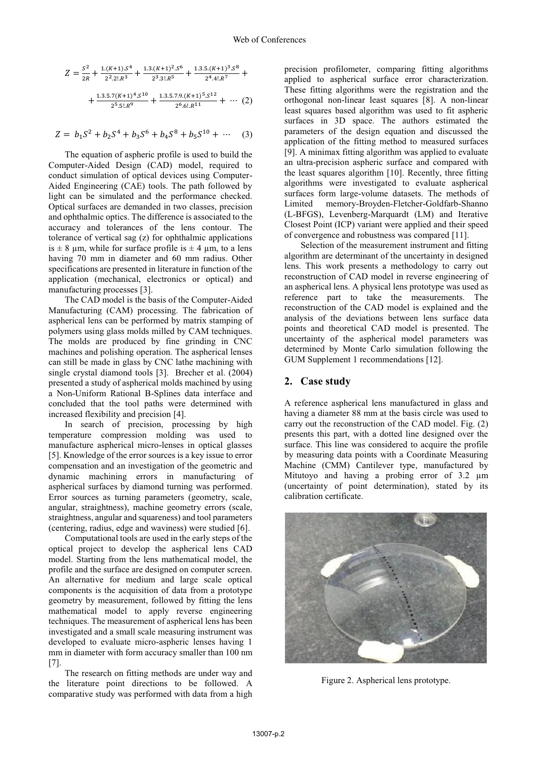$$Z = \frac{S^2}{2R} + \frac{1.(K+1).S^4}{2^2.2!.R^3} + \frac{1.3.(K+1)^2.S^6}{2^3.3!.R^5} + \frac{1.3.5.(K+1)^3.S^8}{2^4.4!.R^7} + + \frac{1.3.5.7(K+1)^4.S^{10}}{2^5.5!.R^9} + \frac{1.3.5.7.9.(K+1)^5.S^{12}}{2^6.6!.R^{11}} + \cdots \quad (2)$$

$$Z = b_1S^2 + b_2S^4 + b_3S^6 + b_4S^8 + b_5S^{10} + \cdots \quad (3)$$

The equation of aspheric profile is used to build the Computer-Aided Design (CAD) model, required to conduct simulation of optical devices using Computer-Aided Engineering (CAE) tools. The path followed by light can be simulated and the performance checked. Optical surfaces are demanded in two classes, precision and ophthalmic optics. The difference is associated to the accuracy and tolerances of the lens contour. The tolerance of vertical sag (z) for ophthalmic applications is ± 8 µm, while for surface profile is ± 4 µm, to a lens having 70 mm in diameter and 60 mm radius. Other specifications are presented in literature in function of the application (mechanical, electronics or optical) and manufacturing processes [3].

The CAD model is the basis of the Computer-Aided Manufacturing (CAM) processing. The fabrication of aspherical lens can be performed by matrix stamping of polymers using glass molds milled by CAM techniques. The molds are produced by fine grinding in CNC machines and polishing operation. The aspherical lenses can still be made in glass by CNC lathe machining with single crystal diamond tools [3]. Brecher et al. (2004) presented a study of aspherical molds machined by using a Non-Uniform Rational B-Splines data interface and concluded that the tool paths were determined with increased flexibility and precision [4].

In search of precision, processing by high temperature compression molding was used to manufacture aspherical micro-lenses in optical glasses [5]. Knowledge of the error sources is a key issue to error compensation and an investigation of the geometric and dynamic machining errors in manufacturing of aspherical surfaces by diamond turning was performed. Error sources as turning parameters (geometry, scale, angular, straightness), machine geometry errors (scale, straightness, angular and squareness) and tool parameters (centering, radius, edge and waviness) were studied [6].

Computational tools are used in the early steps of the optical project to develop the aspherical lens CAD model. Starting from the lens mathematical model, the profile and the surface are designed on computer screen. An alternative for medium and large scale optical components is the acquisition of data from a prototype geometry by measurement, followed by fitting the lens mathematical model to apply reverse engineering techniques. The measurement of aspherical lens has been investigated and a small scale measuring instrument was developed to evaluate micro-aspheric lenses having 1 mm in diameter with form accuracy smaller than 100 nm [7].

The research on fitting methods are under way and the literature point directions to be followed. A comparative study was performed with data from a high precision profilometer, comparing fitting algorithms applied to aspherical surface error characterization. These fitting algorithms were the registration and the orthogonal non-linear least squares [8]. A non-linear least squares based algorithm was used to fit aspheric surfaces in 3D space. The authors estimated the parameters of the design equation and discussed the application of the fitting method to measured surfaces [9]. A minimax fitting algorithm was applied to evaluate an ultra-precision aspheric surface and compared with the least squares algorithm [10]. Recently, three fitting algorithms were investigated to evaluate aspherical surfaces form large-volume datasets. The methods of Limited memory-Broyden-Fletcher-Goldfarb-Shanno (L-BFGS), Levenberg-Marquardt (LM) and Iterative Closest Point (ICP) variant were applied and their speed of convergence and robustness was compared [11].

Selection of the measurement instrument and fitting algorithm are determinant of the uncertainty in designed lens. This work presents a methodology to carry out reconstruction of CAD model in reverse engineering of an aspherical lens. A physical lens prototype was used as reference part to take the measurements. The reconstruction of the CAD model is explained and the analysis of the deviations between lens surface data points and theoretical CAD model is presented. The uncertainty of the aspherical model parameters was determined by Monte Carlo simulation following the GUM Supplement 1 recommendations [12].

## 2. Case study

A reference aspherical lens manufactured in glass and having a diameter 88 mm at the basis circle was used to carry out the reconstruction of the CAD model. Fig. (2) presents this part, with a dotted line designed over the surface. This line was considered to acquire the profile by measuring data points with a Coordinate Measuring Machine (CMM) Cantilever type, manufactured by Mitutoyo and having a probing error of 3.2 µm (uncertainty of point determination), stated by its calibration certificate.

Figure 2. Aspherical lens prototype.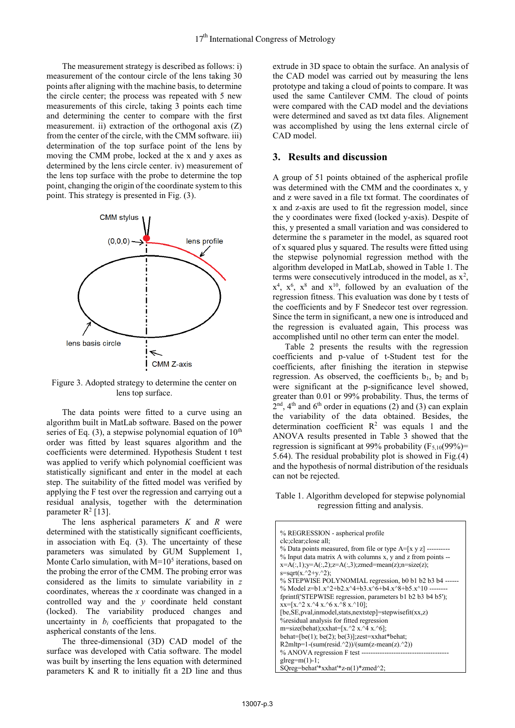The measurement strategy is described as follows: i) measurement of the contour circle of the lens taking 30 points after aligning with the machine basis, to determine the circle center; the process was repeated with 5 new measurements of this circle, taking 3 points each time and determining the center to compare with the first measurement. ii) extraction of the orthogonal axis (Z) from the center of the circle, with the CMM software. iii) determination of the top surface point of the lens by moving the CMM probe, locked at the x and y axes as determined by the lens circle center. iv) measurement of the lens top surface with the probe to determine the top point, changing the origin of the coordinate system to this point. This strategy is presented in Fig. (3).

Figure 3. Adopted strategy to determine the center on lens top surface.

The data points were fitted to a curve using an algorithm built in MatLab software. Based on the power series of Eq. (3), a stepwise polynomial equation of $10^{th}$ order was fitted by least squares algorithm and the coefficients were determined. Hypothesis Student t test was applied to verify which polynomial coefficient was statistically significant and enter in the model at each step. The suitability of the fitted model was verified by applying the F test over the regression and carrying out a residual analysis, together with the determination parameter $R^2$ [13].

The lens aspherical parameters $K$ and $R$ were determined with the statistically significant coefficients, in association with Eq. (3). The uncertainty of these parameters was simulated by GUM Supplement 1, Monte Carlo simulation, with $M=10^5$ iterations, based on the probing the error of the CMM. The probing error was considered as the limits to simulate variability in $z$ coordinates, whereas the $x$ coordinate was changed in a controlled way and the $y$ coordinate held constant (locked). The variability produced changes and uncertainty in $b_i$ coefficients that propagated to the aspherical constants of the lens.

The three-dimensional (3D) CAD model of the surface was developed with Catia software. The model was built by inserting the lens equation with determined parameters K and R to initially fit a 2D line and thus extrude in 3D space to obtain the surface. An analysis of the CAD model was carried out by measuring the lens prototype and taking a cloud of points to compare. It was used the same Cantilever CMM. The cloud of points were compared with the CAD model and the deviations were determined and saved as txt data files. Alignement was accomplished by using the lens external circle of CAD model.

## 3. Results and discussion

A group of 51 points obtained of the aspherical profile was determined with the CMM and the coordinates x, y and z were saved in a file txt format. The coordinates of x and z-axis are used to fit the regression model, since the y coordinates were fixed (locked y-axis). Despite of this, y presented a small variation and was considered to determine the s parameter in the model, as squared root of x squared plus y squared. The results were fitted using the stepwise polynomial regression method with the algorithm developed in MatLab, showed in Table 1. The terms were consecutively introduced in the model, as $x^2$, $x^4$, $x^6$, $x^8$ and $x^{10}$, followed by an evaluation of the regression fitness. This evaluation was done by t tests of the coefficients and by F Snedecor test over regression. Since the term in significant, a new one is introduced and the regression is evaluated again, This process was accomplished until no other term can enter the model.

Table 2 presents the results with the regression coefficients and p-value of t-Student test for the coefficients, after finishing the iteration in stepwise regression. As observed, the coefficients $b_1$, $b_2$ and $b_3$ were significant at the p-significance level showed, greater than 0.01 or 99% probability. Thus, the terms of $2^{nd}$, $4^{th}$ and $6^{th}$ order in equations (2) and (3) can explain the variability of the data obtained. Besides, the determination coefficient $R^2$ was equals 1 and the ANOVA results presented in Table 3 showed that the regression is significant at 99% probability ($F_{5,10}(99\%)=5.64$). The residual probability plot is showed in Fig.(4) and the hypothesis of normal distribution of the residuals can not be rejected.

Table 1. Algorithm developed for stepwise polynomial regression fitting and analysis.

```
% REGRESSION - aspherical profile
clc;clear;close all;
% Data points measured, from file or type A=[x y z] ----------
% Input data matrix A with columns x, y and z from points --
x=A(:,1);y=A(:,2);z=A(:,3);zmed=mean(z);n=size(z);
s=sqrt(x.^2+y.^2);
% STEPWISE POLYNOMIAL regression, b0 b1 b2 b3 b4 ------
% Model z=b1.x^2+b2.x^4+b3.x^6+b4.x^8+b5.x^10 --------
fprintf('STEPWISE regression, parameters b1 b2 b3 b4 b5');
xx=[x.^2 x.^4 x.^6 x.^8 x.^10];
[be,SE,pval,inmodel,stats,nextstep]=stepwisefit(xx,z)
%residual analysis for fitted regression
m=size(behat);xxhat=[x.^2 x.^4 x.^6];
behat=[be(1); be(2); be(3)];zest=xxhat*behat;
R2mltp=1-(sum(resid.^2))/(sum(z-mean(z).^2))
% ANOVA regression F test ---------------------------------------
glreg=m(1)-1;
SQreg=behat'*xxhat'*z-n(1)*zmed^2;
```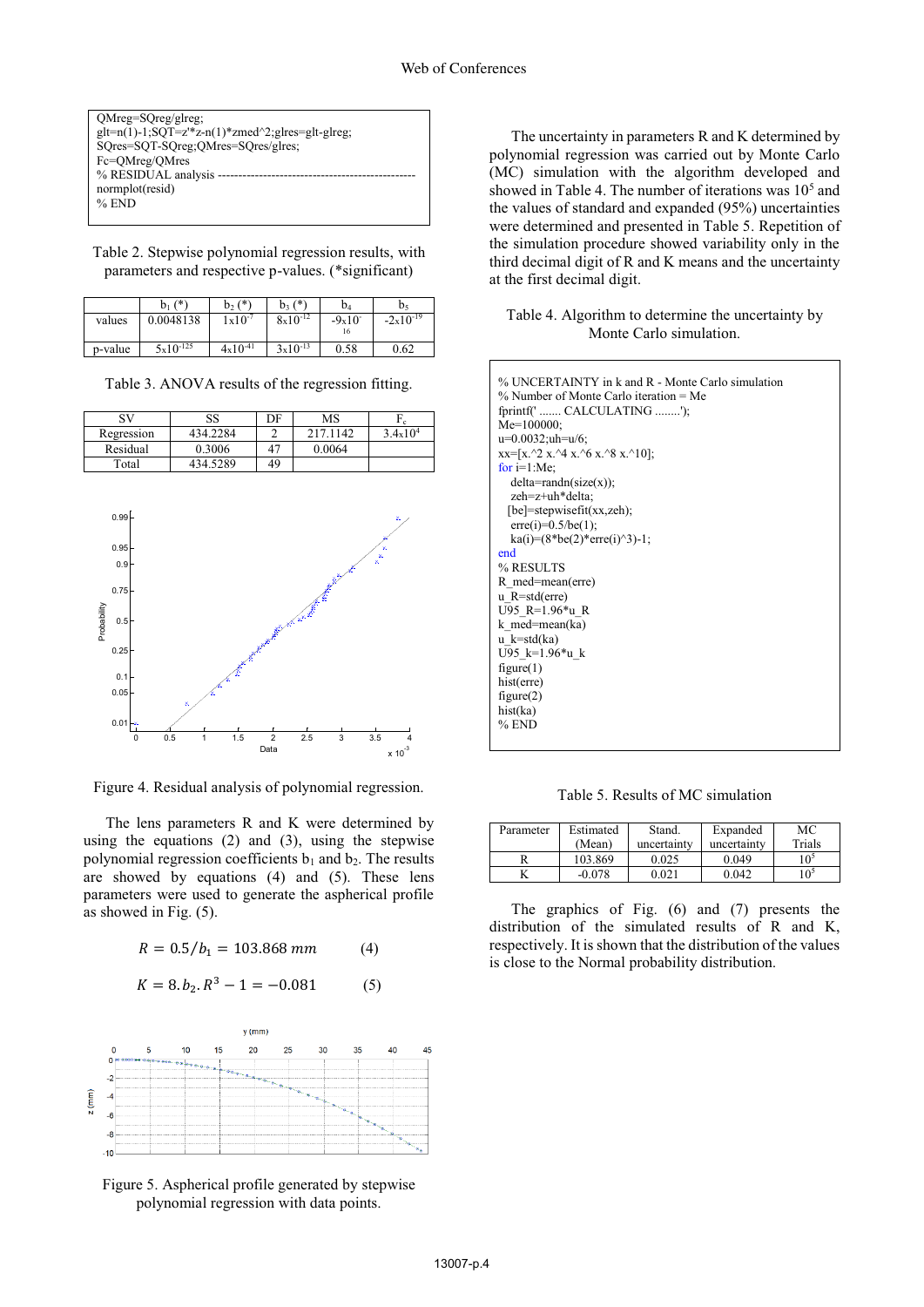```
QMreg=SQreg/glreg;
glt=n(1)-1;SQT=z'*z-n(1)*zmed^2;glres=glt-glreg;
SQres=SQT-SQreg;QMres=SQres/glres;
Fc=QMreg/QMres
% RESIDUAL analysis -----------------------------------------------
normplot(resid)
% END
```

Table 2. Stepwise polynomial regression results, with parameters and respective p-values. (*significant)

| | $b_1$ (*) | $b_2$ (*) | $b_3$ (*) | $b_4$ | $b_5$ |
|---|---|---|---|---|---|
| values | 0.0048138 | $1x10^{-7}$ | $8x10^{-12}$ | $-9x10^{-16}$ | $-2x10^{-19}$ |
| p-value | $5x10^{-125}$ | $4x10^{-41}$ | $3x10^{-13}$ | 0.58 | 0.62 |

Table 3. ANOVA results of the regression fitting.

| SV | SS | DF | MS | $F_c$ |
|---|---|---|---|---|
| Regression | 434.2284 | 2 | 217.1142 | $3.4x10^4$ |
| Residual | 0.3006 | 47 | 0.0064 | |
| Total | 434.5289 | 49 | | |

Figure 4. Residual analysis of polynomial regression.

The lens parameters R and K were determined by using the equations (2) and (3), using the stepwise polynomial regression coefficients $b_1$ and $b_2$. The results are showed by equations (4) and (5). These lens parameters were used to generate the aspherical profile as showed in Fig. (5).

$$R = 0.5/b_1 = 103.868\ mm \qquad (4)$$

$$K = 8.b_2.R^3 - 1 = -0.081 \qquad (5)$$

Figure 5. Aspherical profile generated by stepwise polynomial regression with data points.

The uncertainty in parameters R and K determined by polynomial regression was carried out by Monte Carlo (MC) simulation with the algorithm developed and showed in Table 4. The number of iterations was $10^5$ and the values of standard and expanded (95%) uncertainties were determined and presented in Table 5. Repetition of the simulation procedure showed variability only in the third decimal digit of R and K means and the uncertainty at the first decimal digit.

Table 4. Algorithm to determine the uncertainty by Monte Carlo simulation.

```
% UNCERTAINTY in k and R - Monte Carlo simulation
% Number of Monte Carlo iteration = Me
fprintf(' ....... CALCULATING ........');
Me=100000;
u=0.0032;uh=u/6;
xx=[x.^2 x.^4 x.^6 x.^8 x.^10];
for i=1:Me;
   delta=randn(size(x));
   zeh=z+uh*delta;
  [be]=stepwisefit(xx,zeh);
   erre(i)=0.5/be(1);
   ka(i)=(8*be(2)*erre(i)^3)-1;
end
% RESULTS
R_med=mean(erre)
u_R=std(erre)
U95_R=1.96*u_R
k_med=mean(ka)
u_k=std(ka)
U95_k=1.96*u_k
figure(1)
hist(erre)
figure(2)
hist(ka)
% END
```

Table 5. Results of MC simulation

| Parameter | Estimated (Mean) | Stand. uncertainty | Expanded uncertainty | MC Trials |
|---|---|---|---|---|
| R | 103.869 | 0.025 | 0.049 | $10^5$ |
| K | -0.078 | 0.021 | 0.042 | $10^5$ |

The graphics of Fig. (6) and (7) presents the distribution of the simulated results of R and K, respectively. It is shown that the distribution of the values is close to the Normal probability distribution.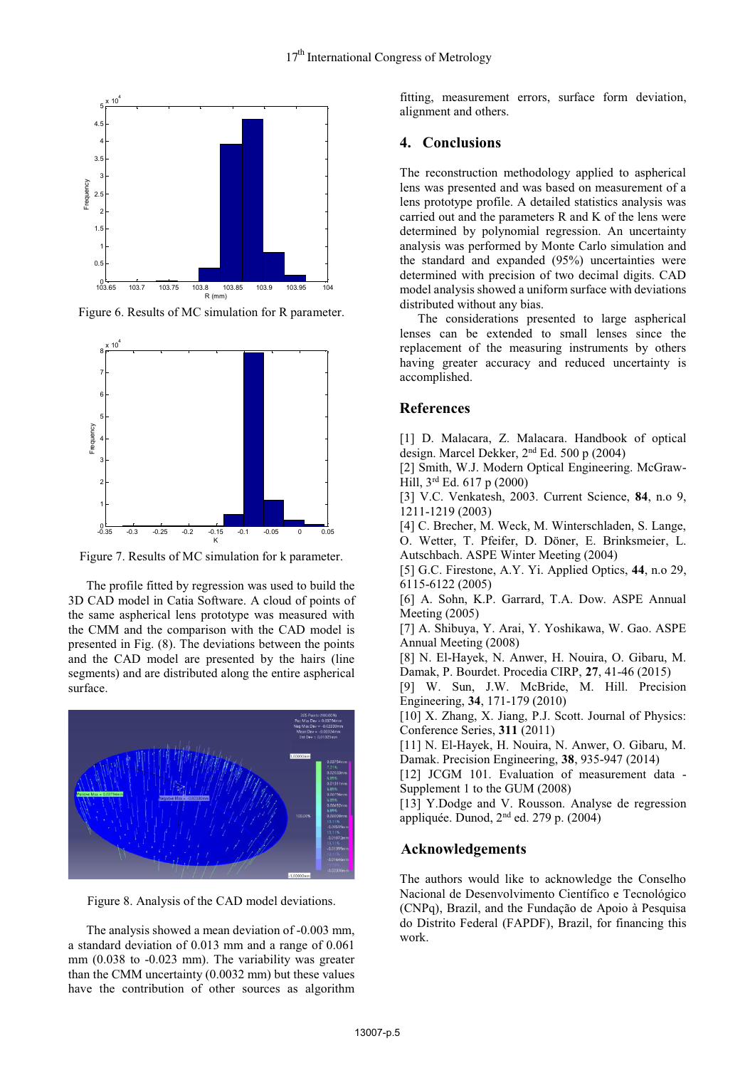x 10^4

5
4.5
4
3.5
3
2.5
2
1.5
1
0.5
0

Frequency

103.65 103.7 103.75 103.8 103.85 103.9 103.95 104

R (mm)

Figure 6. Results of MC simulation for R parameter.

x 10^4

8
7
6
5
4
3
2
1
0

Frequency

-0.35 -0.3 -0.25 -0.2 -0.15 -0.1 -0.05 0 0.05

K

Figure 7. Results of MC simulation for k parameter.

The profile fitted by regression was used to build the 3D CAD model in Catia Software. A cloud of points of the same aspherical lens prototype was measured with the CMM and the comparison with the CAD model is presented in Fig. (8). The deviations between the points and the CAD model are presented by the hairs (line segments) and are distributed along the entire aspherical surface.

Figure 8. Analysis of the CAD model deviations.

The analysis showed a mean deviation of -0.003 mm, a standard deviation of 0.013 mm and a range of 0.061 mm (0.038 to -0.023 mm). The variability was greater than the CMM uncertainty (0.0032 mm) but these values have the contribution of other sources as algorithm fitting, measurement errors, surface form deviation, alignment and others.

## 4. Conclusions

The reconstruction methodology applied to aspherical lens was presented and was based on measurement of a lens prototype profile. A detailed statistics analysis was carried out and the parameters R and K of the lens were determined by polynomial regression. An uncertainty analysis was performed by Monte Carlo simulation and the standard and expanded (95%) uncertainties were determined with precision of two decimal digits. CAD model analysis showed a uniform surface with deviations distributed without any bias.

The considerations presented to large aspherical lenses can be extended to small lenses since the replacement of the measuring instruments by others having greater accuracy and reduced uncertainty is accomplished.

## References

[1] D. Malacara, Z. Malacara. Handbook of optical design. Marcel Dekker, 2nd Ed. 500 p (2004)

[2] Smith, W.J. Modern Optical Engineering. McGraw-Hill, 3rd Ed. 617 p (2000)

[3] V.C. Venkatesh, 2003. Current Science, **84**, n.o 9, 1211-1219 (2003)

[4] C. Brecher, M. Weck, M. Winterschladen, S. Lange, O. Wetter, T. Pfeifer, D. Döner, E. Brinksmeier, L. Autschbach. ASPE Winter Meeting (2004)

[5] G.C. Firestone, A.Y. Yi. Applied Optics, **44**, n.o 29, 6115-6122 (2005)

[6] A. Sohn, K.P. Garrard, T.A. Dow. ASPE Annual Meeting (2005)

[7] A. Shibuya, Y. Arai, Y. Yoshikawa, W. Gao. ASPE Annual Meeting (2008)

[8] N. El-Hayek, N. Anwer, H. Nouira, O. Gibaru, M. Damak, P. Bourdet. Procedia CIRP, **27**, 41-46 (2015)

[9] W. Sun, J.W. McBride, M. Hill. Precision Engineering, **34**, 171-179 (2010)

[10] X. Zhang, X. Jiang, P.J. Scott. Journal of Physics: Conference Series, **311** (2011)

[11] N. El-Hayek, H. Nouira, N. Anwer, O. Gibaru, M. Damak. Precision Engineering, **38**, 935-947 (2014)

[12] JCGM 101. Evaluation of measurement data - Supplement 1 to the GUM (2008)

[13] Y.Dodge and V. Rousson. Analyse de regression appliquée. Dunod, 2nd ed. 279 p. (2004)

## Acknowledgements

The authors would like to acknowledge the Conselho Nacional de Desenvolvimento Científico e Tecnológico (CNPq), Brazil, and the Fundação de Apoio à Pesquisa do Distrito Federal (FAPDF), Brazil, for financing this work.